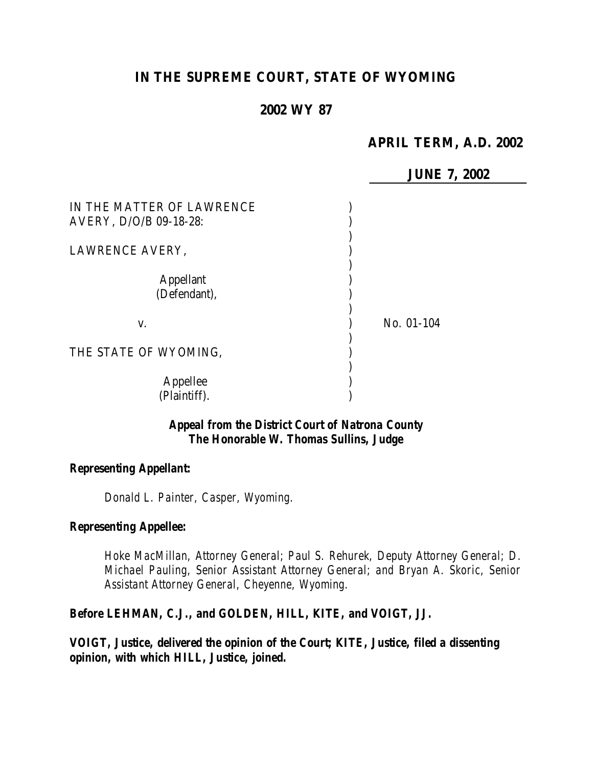# IN THE SUPREME COURT, STATE OF WYOMING

## 2002 WY 87

**APRIL TERM, A.D. 2002**

**JUNE 7, 2002**

IN THE MATTER OF LAWRENCE AVERY, D/O/B 09-18-28:

LAWRENCE AVERY,

Appellant (Defendant),

v.

THE STATE OF WYOMING,

Appellee (Plaintiff).

No. 01-104

***Appeal from the District Court of Natrona County***
***The Honorable W. Thomas Sullins, Judge***

**Representing Appellant:**

*Donald L. Painter, Casper, Wyoming.*

**Representing Appellee:**

*Hoke MacMillan, Attorney General; Paul S. Rehurek, Deputy Attorney General; D. Michael Pauling, Senior Assistant Attorney General; and Bryan A. Skoric, Senior Assistant Attorney General, Cheyenne, Wyoming.*

**Before LEHMAN, C.J., and GOLDEN, HILL, KITE, and VOIGT, JJ.**

**VOIGT, Justice, delivered the opinion of the Court; KITE, Justice, filed a dissenting opinion, with which HILL, Justice, joined.**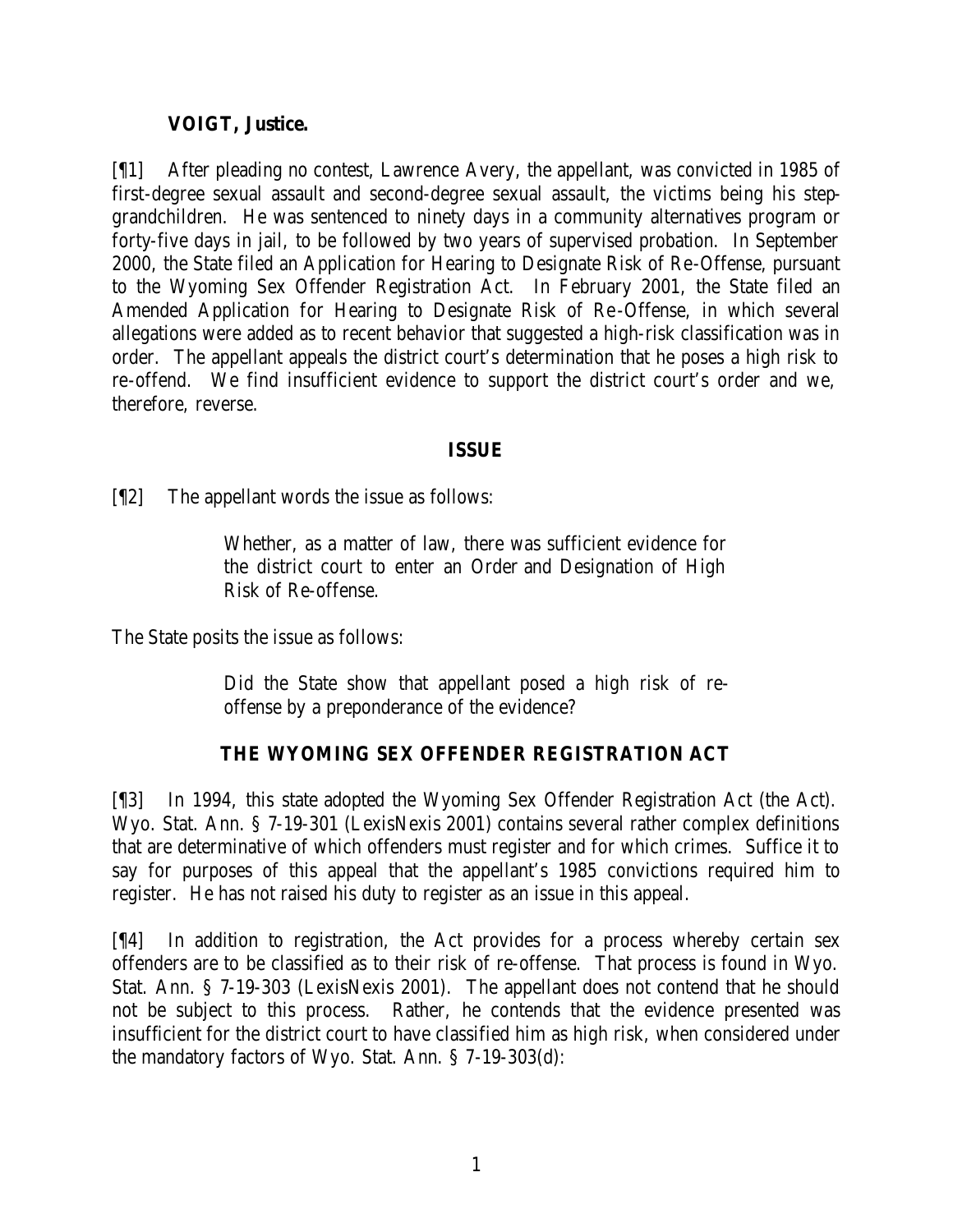**VOIGT, Justice.**

[¶1] After pleading no contest, Lawrence Avery, the appellant, was convicted in 1985 of first-degree sexual assault and second-degree sexual assault, the victims being his step-grandchildren. He was sentenced to ninety days in a community alternatives program or forty-five days in jail, to be followed by two years of supervised probation. In September 2000, the State filed an Application for Hearing to Designate Risk of Re-Offense, pursuant to the Wyoming Sex Offender Registration Act. In February 2001, the State filed an Amended Application for Hearing to Designate Risk of Re-Offense, in which several allegations were added as to recent behavior that suggested a high-risk classification was in order. The appellant appeals the district court's determination that he poses a high risk to re-offend. We find insufficient evidence to support the district court's order and we, therefore, reverse.

## ISSUE

[¶2] The appellant words the issue as follows:

> Whether, as a matter of law, there was sufficient evidence for the district court to enter an Order and Designation of High Risk of Re-offense.

The State posits the issue as follows:

> Did the State show that appellant posed a high risk of re-offense by a preponderance of the evidence?

## THE WYOMING SEX OFFENDER REGISTRATION ACT

[¶3] In 1994, this state adopted the Wyoming Sex Offender Registration Act (the Act). Wyo. Stat. Ann. § 7-19-301 (LexisNexis 2001) contains several rather complex definitions that are determinative of which offenders must register and for which crimes. Suffice it to say for purposes of this appeal that the appellant's 1985 convictions required him to register. He has not raised his duty to register as an issue in this appeal.

[¶4] In addition to registration, the Act provides for a process whereby certain sex offenders are to be classified as to their risk of re-offense. That process is found in Wyo. Stat. Ann. § 7-19-303 (LexisNexis 2001). The appellant does not contend that he should not be subject to this process. Rather, he contends that the evidence presented was insufficient for the district court to have classified him as high risk, when considered under the mandatory factors of Wyo. Stat. Ann. § 7-19-303(d):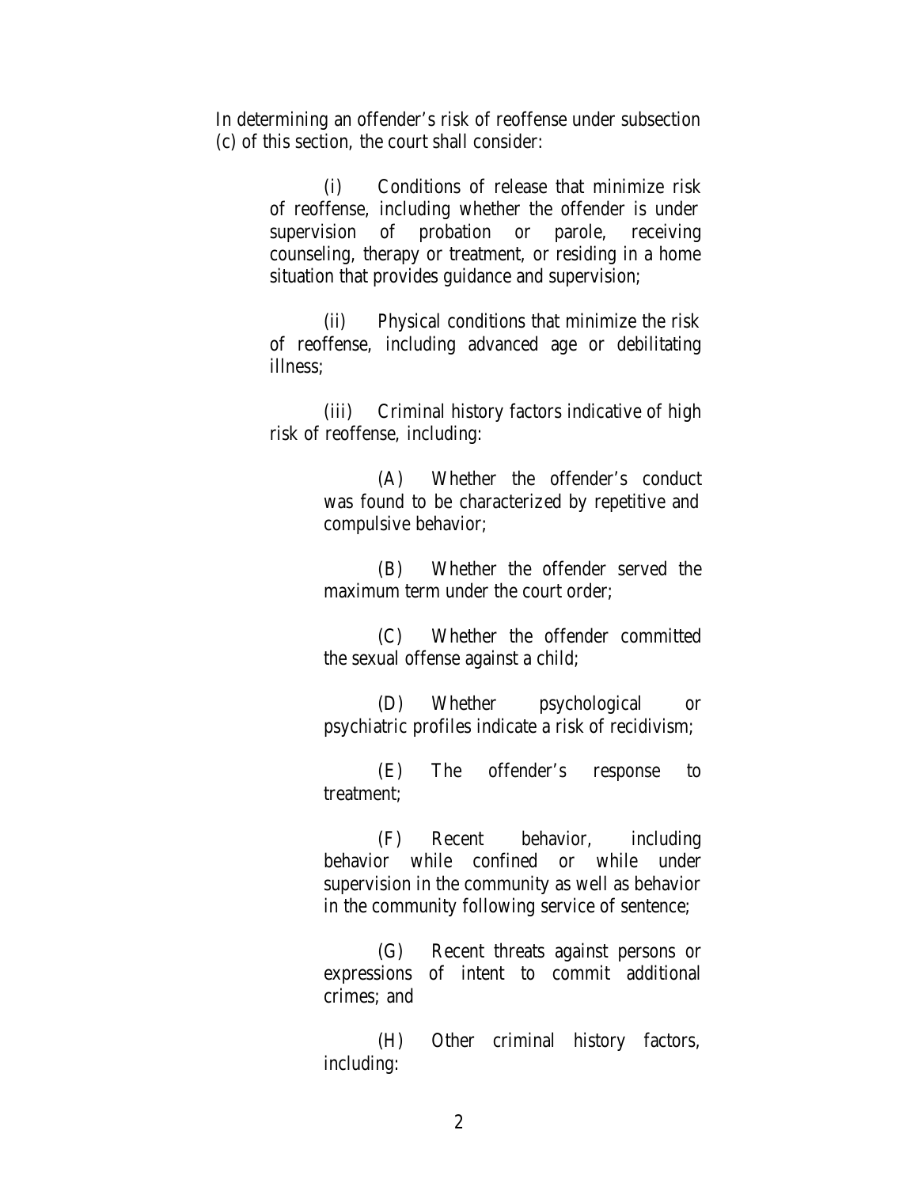In determining an offender's risk of reoffense under subsection (c) of this section, the court shall consider:

> (i) Conditions of release that minimize risk of reoffense, including whether the offender is under supervision of probation or parole, receiving counseling, therapy or treatment, or residing in a home situation that provides guidance and supervision;
>
> (ii) Physical conditions that minimize the risk of reoffense, including advanced age or debilitating illness;
>
> (iii) Criminal history factors indicative of high risk of reoffense, including:
>
> > (A) Whether the offender's conduct was found to be characterized by repetitive and compulsive behavior;
> >
> > (B) Whether the offender served the maximum term under the court order;
> >
> > (C) Whether the offender committed the sexual offense against a child;
> >
> > (D) Whether psychological or psychiatric profiles indicate a risk of recidivism;
> >
> > (E) The offender's response to treatment;
> >
> > (F) Recent behavior, including behavior while confined or while under supervision in the community as well as behavior in the community following service of sentence;
> >
> > (G) Recent threats against persons or expressions of intent to commit additional crimes; and
> >
> > (H) Other criminal history factors, including: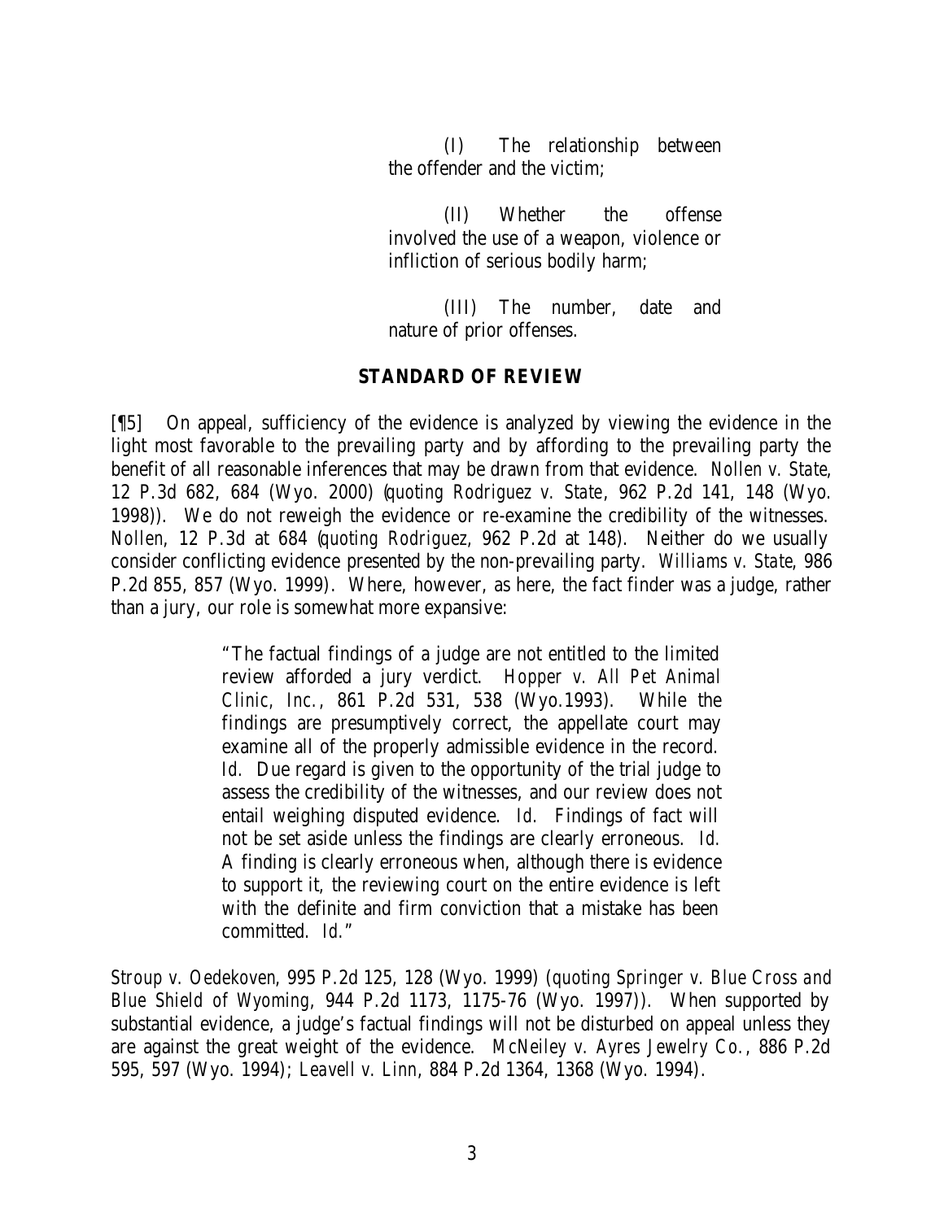(I) The relationship between the offender and the victim;

(II) Whether the offense involved the use of a weapon, violence or infliction of serious bodily harm;

(III) The number, date and nature of prior offenses.

## STANDARD OF REVIEW

[¶5] On appeal, sufficiency of the evidence is analyzed by viewing the evidence in the light most favorable to the prevailing party and by affording to the prevailing party the benefit of all reasonable inferences that may be drawn from that evidence. *Nollen v. State*, 12 P.3d 682, 684 (Wyo. 2000) (*quoting Rodriguez v. State*, 962 P.2d 141, 148 (Wyo. 1998)). We do not reweigh the evidence or re-examine the credibility of the witnesses. *Nollen*, 12 P.3d at 684 (*quoting Rodriguez*, 962 P.2d at 148). Neither do we usually consider conflicting evidence presented by the non-prevailing party. *Williams v. State*, 986 P.2d 855, 857 (Wyo. 1999). Where, however, as here, the fact finder was a judge, rather than a jury, our role is somewhat more expansive:

> "The factual findings of a judge are not entitled to the limited review afforded a jury verdict. *Hopper v. All Pet Animal Clinic, Inc.*, 861 P.2d 531, 538 (Wyo.1993). While the findings are presumptively correct, the appellate court may examine all of the properly admissible evidence in the record. *Id.* Due regard is given to the opportunity of the trial judge to assess the credibility of the witnesses, and our review does not entail weighing disputed evidence. *Id.* Findings of fact will not be set aside unless the findings are clearly erroneous. *Id.* A finding is clearly erroneous when, although there is evidence to support it, the reviewing court on the entire evidence is left with the definite and firm conviction that a mistake has been committed. *Id.*"

*Stroup v. Oedekoven*, 995 P.2d 125, 128 (Wyo. 1999) (*quoting Springer v. Blue Cross and Blue Shield of Wyoming*, 944 P.2d 1173, 1175-76 (Wyo. 1997)). When supported by substantial evidence, a judge's factual findings will not be disturbed on appeal unless they are against the great weight of the evidence. *McNeiley v. Ayres Jewelry Co.*, 886 P.2d 595, 597 (Wyo. 1994); *Leavell v. Linn*, 884 P.2d 1364, 1368 (Wyo. 1994).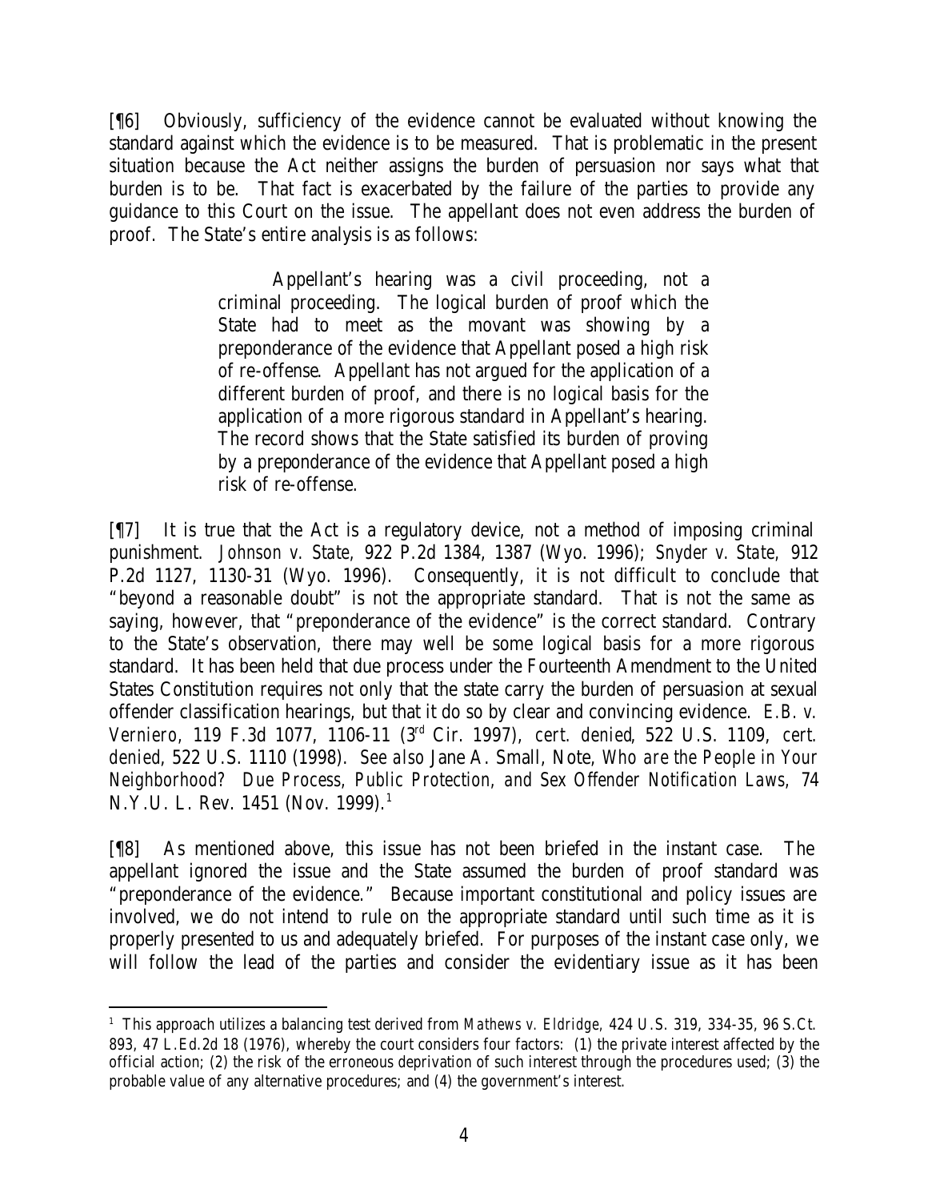[¶6] Obviously, sufficiency of the evidence cannot be evaluated without knowing the standard against which the evidence is to be measured. That is problematic in the present situation because the Act neither assigns the burden of persuasion nor says what that burden is to be. That fact is exacerbated by the failure of the parties to provide any guidance to this Court on the issue. The appellant does not even address the burden of proof. The State's entire analysis is as follows:

> Appellant's hearing was a civil proceeding, not a criminal proceeding. The logical burden of proof which the State had to meet as the movant was showing by a preponderance of the evidence that Appellant posed a high risk of re-offense. Appellant has not argued for the application of a different burden of proof, and there is no logical basis for the application of a more rigorous standard in Appellant's hearing. The record shows that the State satisfied its burden of proving by a preponderance of the evidence that Appellant posed a high risk of re-offense.

[¶7] It is true that the Act is a regulatory device, not a method of imposing criminal punishment. *Johnson v. State*, 922 P.2d 1384, 1387 (Wyo. 1996); *Snyder v. State*, 912 P.2d 1127, 1130-31 (Wyo. 1996). Consequently, it is not difficult to conclude that "beyond a reasonable doubt" is not the appropriate standard. That is not the same as saying, however, that "preponderance of the evidence" is the correct standard. Contrary to the State's observation, there may well be some logical basis for a more rigorous standard. It has been held that due process under the Fourteenth Amendment to the United States Constitution requires not only that the state carry the burden of persuasion at sexual offender classification hearings, but that it do so by clear and convincing evidence. *E.B. v. Verniero*, 119 F.3d 1077, 1106-11 (3rd Cir. 1997), *cert. denied*, 522 U.S. 1109, *cert. denied*, 522 U.S. 1110 (1998). *See also* Jane A. Small, Note, *Who are the People in Your Neighborhood? Due Process, Public Protection, and Sex Offender Notification Laws*, 74 N.Y.U. L. Rev. 1451 (Nov. 1999).[1]

[¶8] As mentioned above, this issue has not been briefed in the instant case. The appellant ignored the issue and the State assumed the burden of proof standard was "preponderance of the evidence." Because important constitutional and policy issues are involved, we do not intend to rule on the appropriate standard until such time as it is properly presented to us and adequately briefed. For purposes of the instant case only, we will follow the lead of the parties and consider the evidentiary issue as it has been

---

[1] This approach utilizes a balancing test derived from *Mathews v. Eldridge*, 424 U.S. 319, 334-35, 96 S.Ct. 893, 47 L.Ed.2d 18 (1976), whereby the court considers four factors: (1) the private interest affected by the official action; (2) the risk of the erroneous deprivation of such interest through the procedures used; (3) the probable value of any alternative procedures; and (4) the government's interest.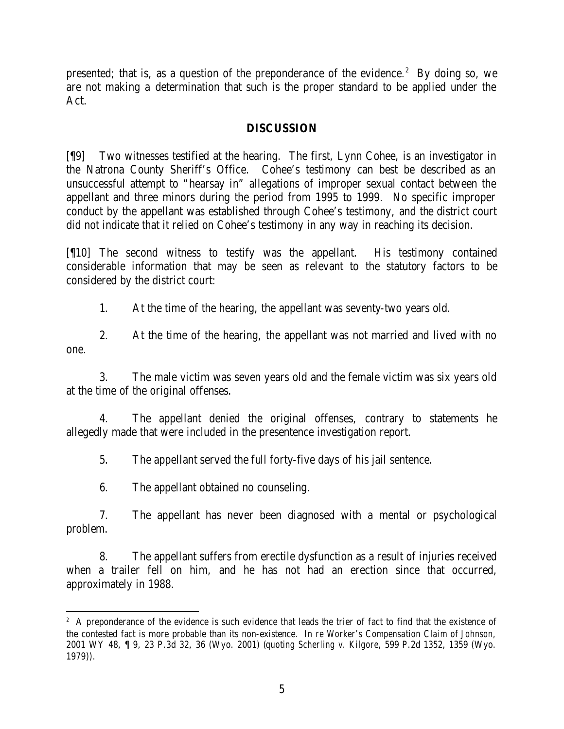presented; that is, as a question of the preponderance of the evidence.[2] By doing so, we are not making a determination that such is the proper standard to be applied under the Act.

## DISCUSSION

[¶9] Two witnesses testified at the hearing. The first, Lynn Cohee, is an investigator in the Natrona County Sheriff's Office. Cohee's testimony can best be described as an unsuccessful attempt to "hearsay in" allegations of improper sexual contact between the appellant and three minors during the period from 1995 to 1999. No specific improper conduct by the appellant was established through Cohee's testimony, and the district court did not indicate that it relied on Cohee's testimony in any way in reaching its decision.

[¶10] The second witness to testify was the appellant. His testimony contained considerable information that may be seen as relevant to the statutory factors to be considered by the district court:

1. At the time of the hearing, the appellant was seventy-two years old.

2. At the time of the hearing, the appellant was not married and lived with no one.

3. The male victim was seven years old and the female victim was six years old at the time of the original offenses.

4. The appellant denied the original offenses, contrary to statements he allegedly made that were included in the presentence investigation report.

5. The appellant served the full forty-five days of his jail sentence.

6. The appellant obtained no counseling.

7. The appellant has never been diagnosed with a mental or psychological problem.

8. The appellant suffers from erectile dysfunction as a result of injuries received when a trailer fell on him, and he has not had an erection since that occurred, approximately in 1988.

---

[2] A preponderance of the evidence is such evidence that leads the trier of fact to find that the existence of the contested fact is more probable than its non-existence. *In re Worker's Compensation Claim of Johnson*, 2001 WY 48, ¶ 9, 23 P.3d 32, 36 (Wyo. 2001) (quoting *Scherling v. Kilgore*, 599 P.2d 1352, 1359 (Wyo. 1979)).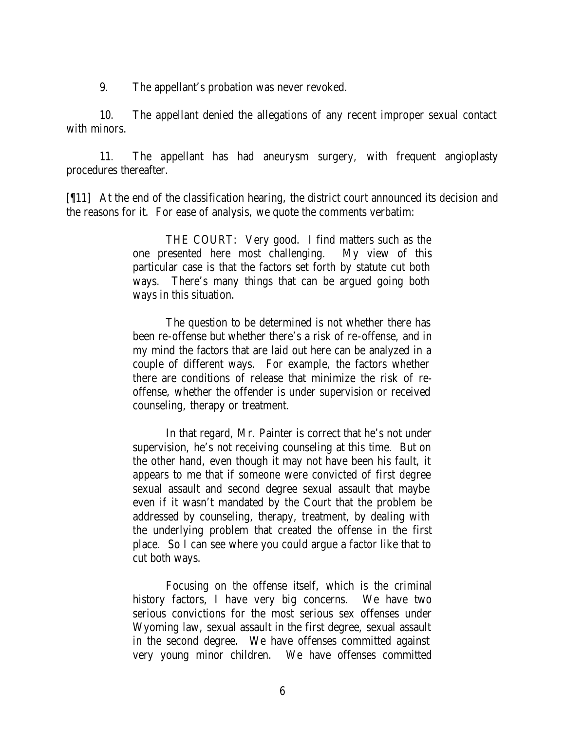9. The appellant's probation was never revoked.

10. The appellant denied the allegations of any recent improper sexual contact with minors.

11. The appellant has had aneurysm surgery, with frequent angioplasty procedures thereafter.

[¶11] At the end of the classification hearing, the district court announced its decision and the reasons for it. For ease of analysis, we quote the comments verbatim:

> THE COURT: Very good. I find matters such as the one presented here most challenging. My view of this particular case is that the factors set forth by statute cut both ways. There's many things that can be argued going both ways in this situation.
>
> The question to be determined is not whether there has been re-offense but whether there's a risk of re-offense, and in my mind the factors that are laid out here can be analyzed in a couple of different ways. For example, the factors whether there are conditions of release that minimize the risk of re-offense, whether the offender is under supervision or received counseling, therapy or treatment.
>
> In that regard, Mr. Painter is correct that he's not under supervision, he's not receiving counseling at this time. But on the other hand, even though it may not have been his fault, it appears to me that if someone were convicted of first degree sexual assault and second degree sexual assault that maybe even if it wasn't mandated by the Court that the problem be addressed by counseling, therapy, treatment, by dealing with the underlying problem that created the offense in the first place. So I can see where you could argue a factor like that to cut both ways.
>
> Focusing on the offense itself, which is the criminal history factors, I have very big concerns. We have two serious convictions for the most serious sex offenses under Wyoming law, sexual assault in the first degree, sexual assault in the second degree. We have offenses committed against very young minor children. We have offenses committed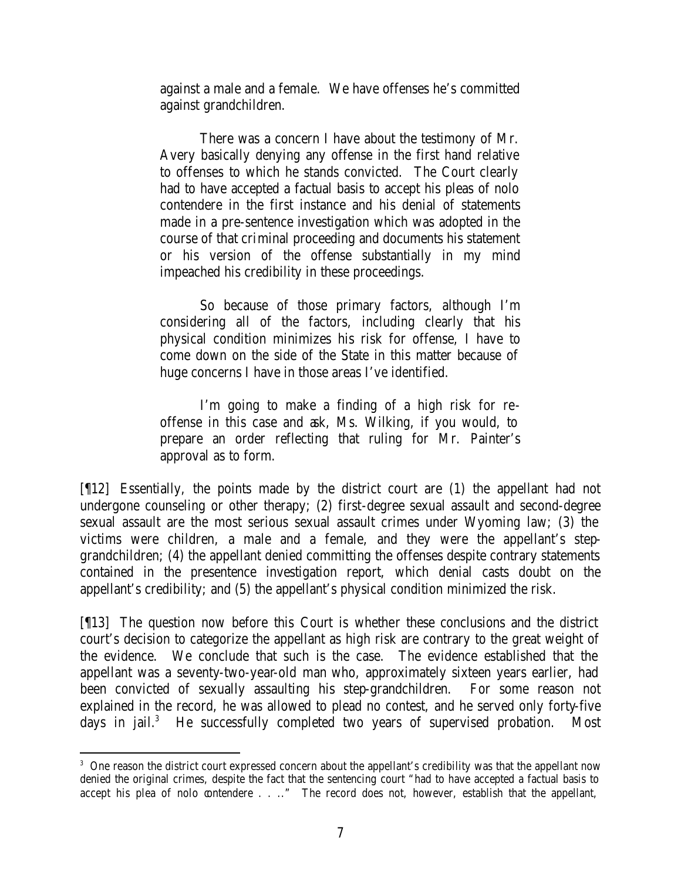> against a male and a female. We have offenses he's committed against grandchildren.
>
> There was a concern I have about the testimony of Mr. Avery basically denying any offense in the first hand relative to offenses to which he stands convicted. The Court clearly had to have accepted a factual basis to accept his pleas of nolo contendere in the first instance and his denial of statements made in a pre-sentence investigation which was adopted in the course of that criminal proceeding and documents his statement or his version of the offense substantially in my mind impeached his credibility in these proceedings.
>
> So because of those primary factors, although I'm considering all of the factors, including clearly that his physical condition minimizes his risk for offense, I have to come down on the side of the State in this matter because of huge concerns I have in those areas I've identified.
>
> I'm going to make a finding of a high risk for re-offense in this case and ask, Ms. Wilking, if you would, to prepare an order reflecting that ruling for Mr. Painter's approval as to form.

[¶12] Essentially, the points made by the district court are (1) the appellant had not undergone counseling or other therapy; (2) first-degree sexual assault and second-degree sexual assault are the most serious sexual assault crimes under Wyoming law; (3) the victims were children, a male and a female, and they were the appellant's step-grandchildren; (4) the appellant denied committing the offenses despite contrary statements contained in the presentence investigation report, which denial casts doubt on the appellant's credibility; and (5) the appellant's physical condition minimized the risk.

[¶13] The question now before this Court is whether these conclusions and the district court's decision to categorize the appellant as high risk are contrary to the great weight of the evidence. We conclude that such is the case. The evidence established that the appellant was a seventy-two-year-old man who, approximately sixteen years earlier, had been convicted of sexually assaulting his step-grandchildren. For some reason not explained in the record, he was allowed to plead no contest, and he served only forty-five days in jail.[3] He successfully completed two years of supervised probation. Most

---

[3] One reason the district court expressed concern about the appellant's credibility was that the appellant now denied the original crimes, despite the fact that the sentencing court "had to have accepted a factual basis to accept his plea of nolo contendere . . .." The record does not, however, establish that the appellant,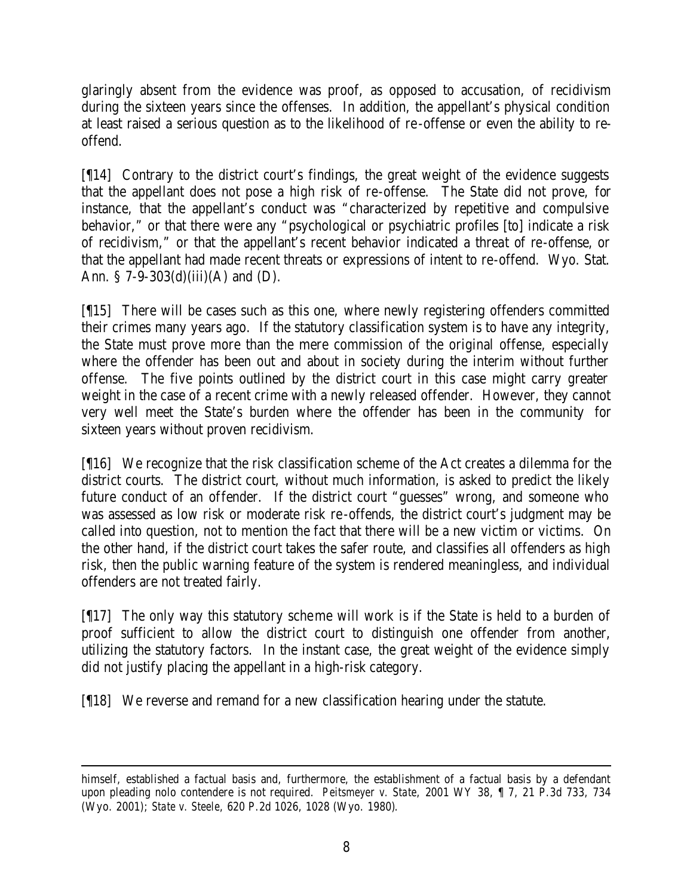glaringly absent from the evidence was proof, as opposed to accusation, of recidivism during the sixteen years since the offenses. In addition, the appellant's physical condition at least raised a serious question as to the likelihood of re-offense or even the ability to re-offend.

[¶14] Contrary to the district court's findings, the great weight of the evidence suggests that the appellant does not pose a high risk of re-offense. The State did not prove, for instance, that the appellant's conduct was "characterized by repetitive and compulsive behavior," or that there were any "psychological or psychiatric profiles [to] indicate a risk of recidivism," or that the appellant's recent behavior indicated a threat of re-offense, or that the appellant had made recent threats or expressions of intent to re-offend. Wyo. Stat. Ann. § 7-9-303(d)(iii)(A) and (D).

[¶15] There will be cases such as this one, where newly registering offenders committed their crimes many years ago. If the statutory classification system is to have any integrity, the State must prove more than the mere commission of the original offense, especially where the offender has been out and about in society during the interim without further offense. The five points outlined by the district court in this case might carry greater weight in the case of a recent crime with a newly released offender. However, they cannot very well meet the State's burden where the offender has been in the community for sixteen years without proven recidivism.

[¶16] We recognize that the risk classification scheme of the Act creates a dilemma for the district courts. The district court, without much information, is asked to predict the likely future conduct of an offender. If the district court "guesses" wrong, and someone who was assessed as low risk or moderate risk re-offends, the district court's judgment may be called into question, not to mention the fact that there will be a new victim or victims. On the other hand, if the district court takes the safer route, and classifies all offenders as high risk, then the public warning feature of the system is rendered meaningless, and individual offenders are not treated fairly.

[¶17] The only way this statutory scheme will work is if the State is held to a burden of proof sufficient to allow the district court to distinguish one offender from another, utilizing the statutory factors. In the instant case, the great weight of the evidence simply did not justify placing the appellant in a high-risk category.

[¶18] We reverse and remand for a new classification hearing under the statute.

---

himself, established a factual basis and, furthermore, the establishment of a factual basis by a defendant upon pleading nolo contendere is not required. *Peitsmeyer v. State*, 2001 WY 38, ¶ 7, 21 P.3d 733, 734 (Wyo. 2001); *State v. Steele*, 620 P.2d 1026, 1028 (Wyo. 1980).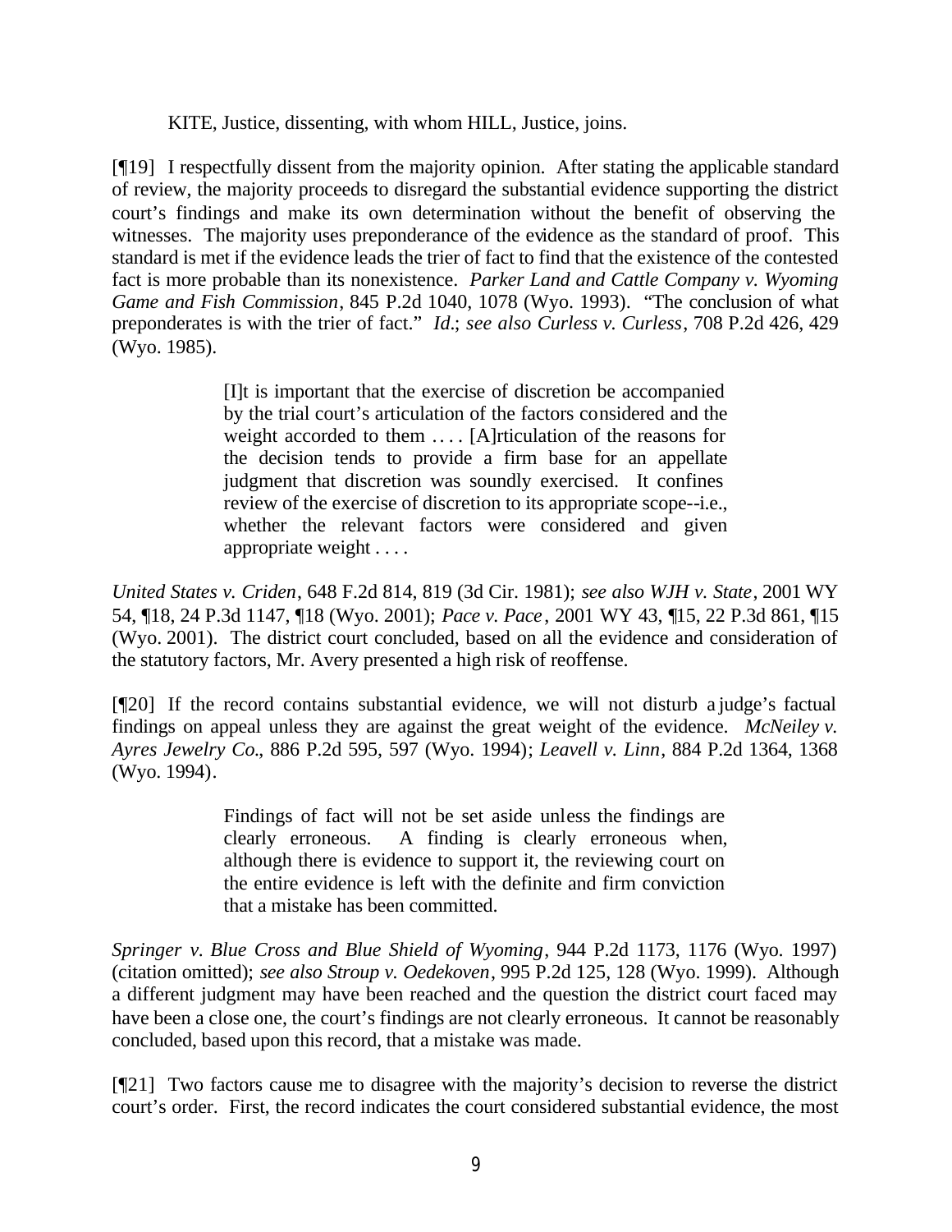KITE, Justice, dissenting, with whom HILL, Justice, joins.

[¶19] I respectfully dissent from the majority opinion. After stating the applicable standard of review, the majority proceeds to disregard the substantial evidence supporting the district court's findings and make its own determination without the benefit of observing the witnesses. The majority uses preponderance of the evidence as the standard of proof. This standard is met if the evidence leads the trier of fact to find that the existence of the contested fact is more probable than its nonexistence. *Parker Land and Cattle Company v. Wyoming Game and Fish Commission*, 845 P.2d 1040, 1078 (Wyo. 1993). "The conclusion of what preponderates is with the trier of fact." *Id.*; *see also Curless v. Curless*, 708 P.2d 426, 429 (Wyo. 1985).

> [I]t is important that the exercise of discretion be accompanied by the trial court's articulation of the factors considered and the weight accorded to them . . . . [A]rticulation of the reasons for the decision tends to provide a firm base for an appellate judgment that discretion was soundly exercised. It confines review of the exercise of discretion to its appropriate scope--i.e., whether the relevant factors were considered and given appropriate weight . . . .

*United States v. Criden*, 648 F.2d 814, 819 (3d Cir. 1981); *see also WJH v. State*, 2001 WY 54, ¶18, 24 P.3d 1147, ¶18 (Wyo. 2001); *Pace v. Pace*, 2001 WY 43, ¶15, 22 P.3d 861, ¶15 (Wyo. 2001). The district court concluded, based on all the evidence and consideration of the statutory factors, Mr. Avery presented a high risk of reoffense.

[¶20] If the record contains substantial evidence, we will not disturb a judge's factual findings on appeal unless they are against the great weight of the evidence. *McNeiley v. Ayres Jewelry Co.*, 886 P.2d 595, 597 (Wyo. 1994); *Leavell v. Linn*, 884 P.2d 1364, 1368 (Wyo. 1994).

> Findings of fact will not be set aside unless the findings are clearly erroneous. A finding is clearly erroneous when, although there is evidence to support it, the reviewing court on the entire evidence is left with the definite and firm conviction that a mistake has been committed.

*Springer v. Blue Cross and Blue Shield of Wyoming*, 944 P.2d 1173, 1176 (Wyo. 1997) (citation omitted); *see also Stroup v. Oedekoven*, 995 P.2d 125, 128 (Wyo. 1999). Although a different judgment may have been reached and the question the district court faced may have been a close one, the court's findings are not clearly erroneous. It cannot be reasonably concluded, based upon this record, that a mistake was made.

[¶21] Two factors cause me to disagree with the majority's decision to reverse the district court's order. First, the record indicates the court considered substantial evidence, the most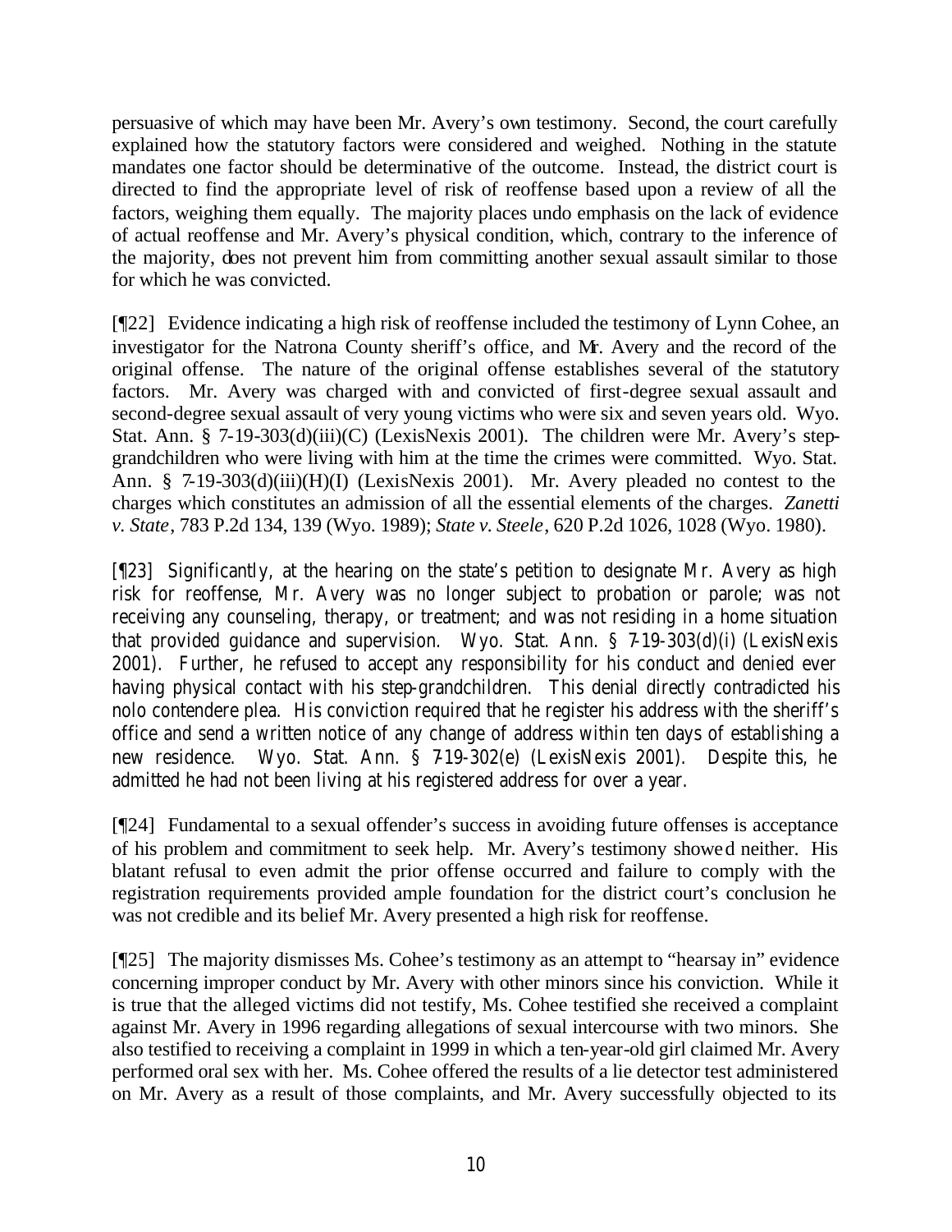persuasive of which may have been Mr. Avery's own testimony. Second, the court carefully explained how the statutory factors were considered and weighed. Nothing in the statute mandates one factor should be determinative of the outcome. Instead, the district court is directed to find the appropriate level of risk of reoffense based upon a review of all the factors, weighing them equally. The majority places undo emphasis on the lack of evidence of actual reoffense and Mr. Avery's physical condition, which, contrary to the inference of the majority, does not prevent him from committing another sexual assault similar to those for which he was convicted.

[¶22] Evidence indicating a high risk of reoffense included the testimony of Lynn Cohee, an investigator for the Natrona County sheriff's office, and Mr. Avery and the record of the original offense. The nature of the original offense establishes several of the statutory factors. Mr. Avery was charged with and convicted of first-degree sexual assault and second-degree sexual assault of very young victims who were six and seven years old. Wyo. Stat. Ann. § 7-19-303(d)(iii)(C) (LexisNexis 2001). The children were Mr. Avery's step-grandchildren who were living with him at the time the crimes were committed. Wyo. Stat. Ann. § 7-19-303(d)(iii)(H)(I) (LexisNexis 2001). Mr. Avery pleaded no contest to the charges which constitutes an admission of all the essential elements of the charges. *Zanetti v. State*, 783 P.2d 134, 139 (Wyo. 1989); *State v. Steele*, 620 P.2d 1026, 1028 (Wyo. 1980).

[¶23] Significantly, at the hearing on the state's petition to designate Mr. Avery as high risk for reoffense, Mr. Avery was no longer subject to probation or parole; was not receiving any counseling, therapy, or treatment; and was not residing in a home situation that provided guidance and supervision. Wyo. Stat. Ann. § 7-19-303(d)(i) (LexisNexis 2001). Further, he refused to accept any responsibility for his conduct and denied ever having physical contact with his step-grandchildren. This denial directly contradicted his nolo contendere plea. His conviction required that he register his address with the sheriff's office and send a written notice of any change of address within ten days of establishing a new residence. Wyo. Stat. Ann. § 7-19-302(e) (LexisNexis 2001). Despite this, he admitted he had not been living at his registered address for over a year.

[¶24] Fundamental to a sexual offender's success in avoiding future offenses is acceptance of his problem and commitment to seek help. Mr. Avery's testimony showed neither. His blatant refusal to even admit the prior offense occurred and failure to comply with the registration requirements provided ample foundation for the district court's conclusion he was not credible and its belief Mr. Avery presented a high risk for reoffense.

[¶25] The majority dismisses Ms. Cohee's testimony as an attempt to "hearsay in" evidence concerning improper conduct by Mr. Avery with other minors since his conviction. While it is true that the alleged victims did not testify, Ms. Cohee testified she received a complaint against Mr. Avery in 1996 regarding allegations of sexual intercourse with two minors. She also testified to receiving a complaint in 1999 in which a ten-year-old girl claimed Mr. Avery performed oral sex with her. Ms. Cohee offered the results of a lie detector test administered on Mr. Avery as a result of those complaints, and Mr. Avery successfully objected to its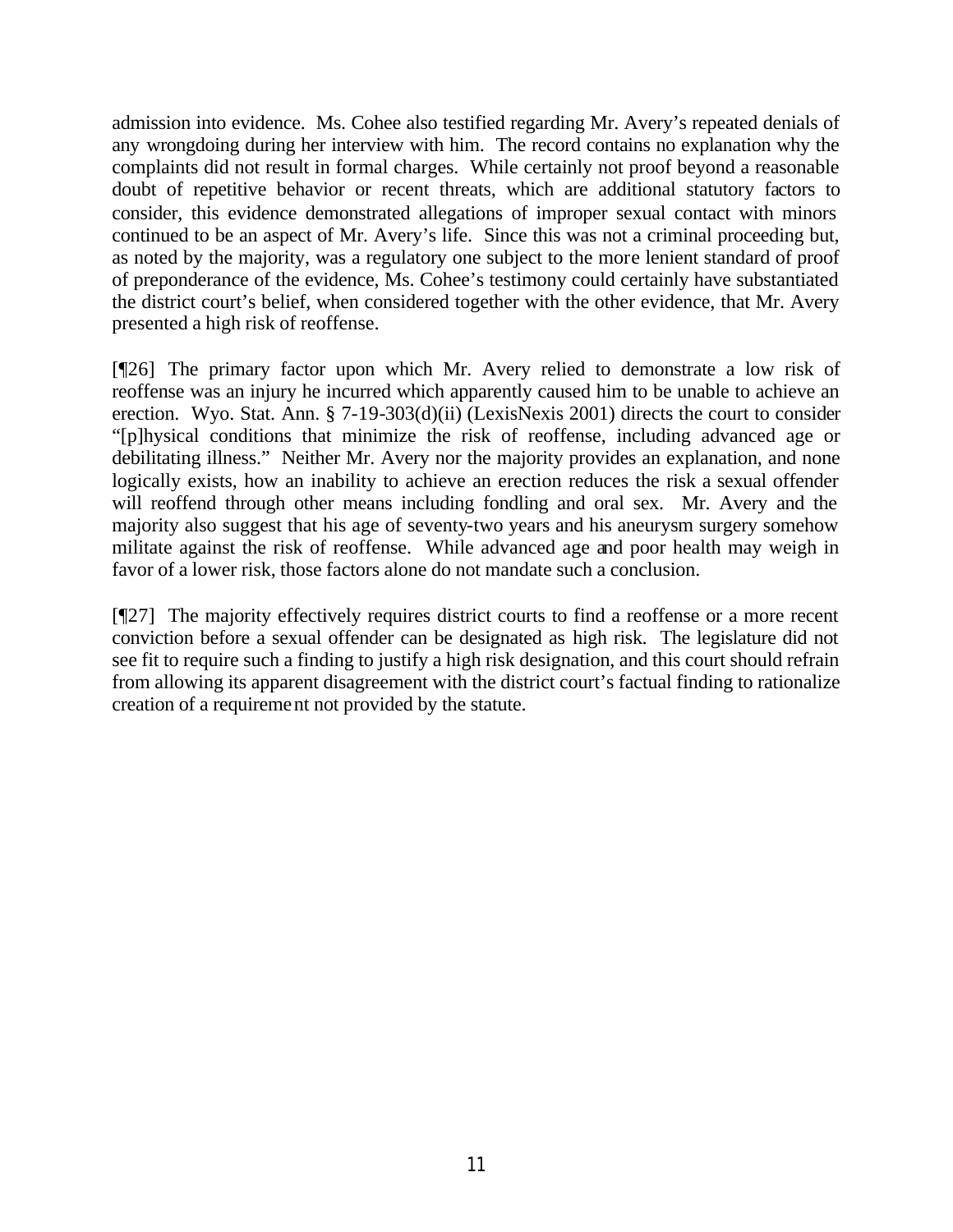admission into evidence. Ms. Cohee also testified regarding Mr. Avery's repeated denials of any wrongdoing during her interview with him. The record contains no explanation why the complaints did not result in formal charges. While certainly not proof beyond a reasonable doubt of repetitive behavior or recent threats, which are additional statutory factors to consider, this evidence demonstrated allegations of improper sexual contact with minors continued to be an aspect of Mr. Avery's life. Since this was not a criminal proceeding but, as noted by the majority, was a regulatory one subject to the more lenient standard of proof of preponderance of the evidence, Ms. Cohee's testimony could certainly have substantiated the district court's belief, when considered together with the other evidence, that Mr. Avery presented a high risk of reoffense.

[¶26] The primary factor upon which Mr. Avery relied to demonstrate a low risk of reoffense was an injury he incurred which apparently caused him to be unable to achieve an erection. Wyo. Stat. Ann. § 7-19-303(d)(ii) (LexisNexis 2001) directs the court to consider "[p]hysical conditions that minimize the risk of reoffense, including advanced age or debilitating illness." Neither Mr. Avery nor the majority provides an explanation, and none logically exists, how an inability to achieve an erection reduces the risk a sexual offender will reoffend through other means including fondling and oral sex. Mr. Avery and the majority also suggest that his age of seventy-two years and his aneurysm surgery somehow militate against the risk of reoffense. While advanced age and poor health may weigh in favor of a lower risk, those factors alone do not mandate such a conclusion.

[¶27] The majority effectively requires district courts to find a reoffense or a more recent conviction before a sexual offender can be designated as high risk. The legislature did not see fit to require such a finding to justify a high risk designation, and this court should refrain from allowing its apparent disagreement with the district court's factual finding to rationalize creation of a requirement not provided by the statute.